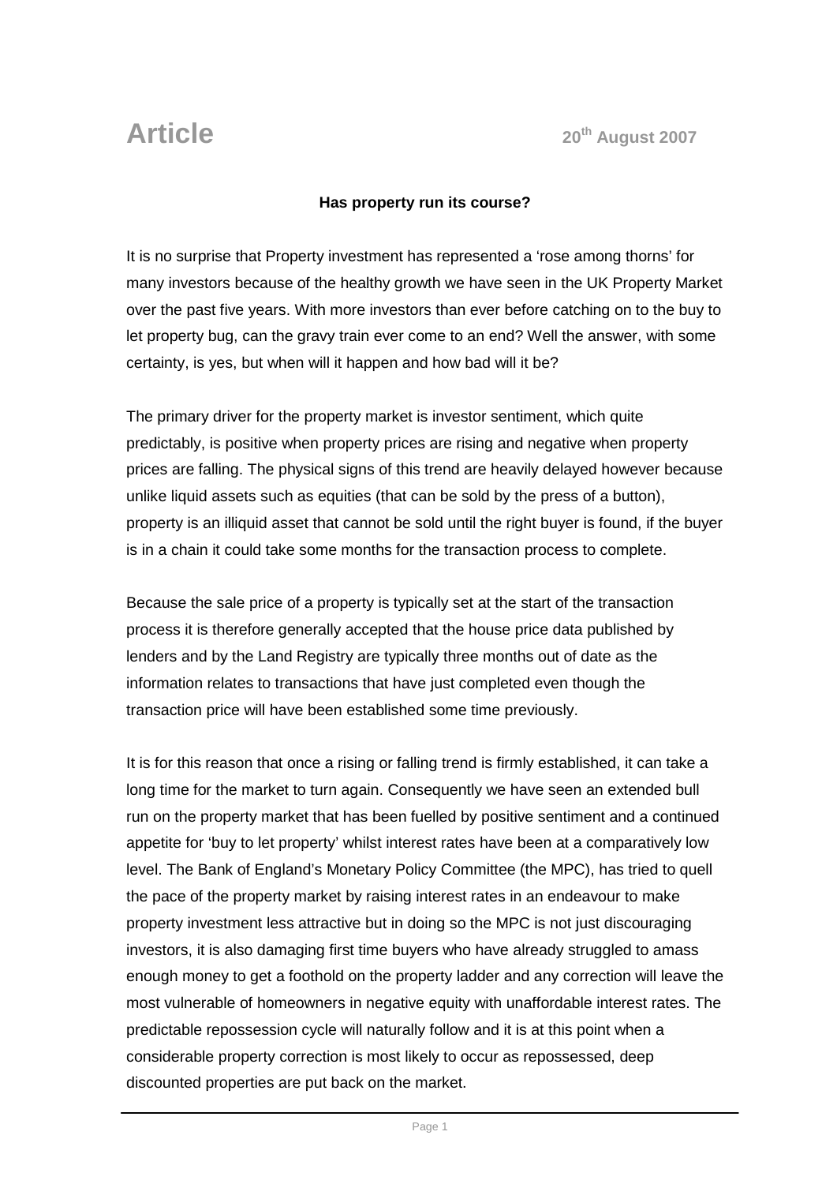# Article

20th August 2007

**Has property run its course?**

It is no surprise that Property investment has represented a 'rose among thorns' for many investors because of the healthy growth we have seen in the UK Property Market over the past five years. With more investors than ever before catching on to the buy to let property bug, can the gravy train ever come to an end? Well the answer, with some certainty, is yes, but when will it happen and how bad will it be?

The primary driver for the property market is investor sentiment, which quite predictably, is positive when property prices are rising and negative when property prices are falling. The physical signs of this trend are heavily delayed however because unlike liquid assets such as equities (that can be sold by the press of a button), property is an illiquid asset that cannot be sold until the right buyer is found, if the buyer is in a chain it could take some months for the transaction process to complete.

Because the sale price of a property is typically set at the start of the transaction process it is therefore generally accepted that the house price data published by lenders and by the Land Registry are typically three months out of date as the information relates to transactions that have just completed even though the transaction price will have been established some time previously.

It is for this reason that once a rising or falling trend is firmly established, it can take a long time for the market to turn again. Consequently we have seen an extended bull run on the property market that has been fuelled by positive sentiment and a continued appetite for 'buy to let property' whilst interest rates have been at a comparatively low level. The Bank of England's Monetary Policy Committee (the MPC), has tried to quell the pace of the property market by raising interest rates in an endeavour to make property investment less attractive but in doing so the MPC is not just discouraging investors, it is also damaging first time buyers who have already struggled to amass enough money to get a foothold on the property ladder and any correction will leave the most vulnerable of homeowners in negative equity with unaffordable interest rates. The predictable repossession cycle will naturally follow and it is at this point when a considerable property correction is most likely to occur as repossessed, deep discounted properties are put back on the market.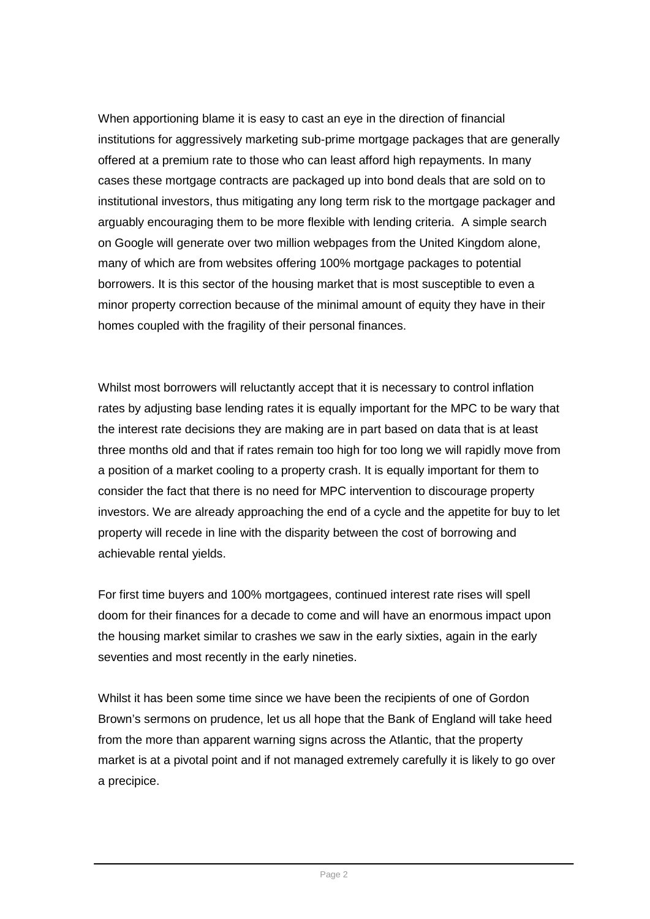When apportioning blame it is easy to cast an eye in the direction of financial institutions for aggressively marketing sub-prime mortgage packages that are generally offered at a premium rate to those who can least afford high repayments. In many cases these mortgage contracts are packaged up into bond deals that are sold on to institutional investors, thus mitigating any long term risk to the mortgage packager and arguably encouraging them to be more flexible with lending criteria. A simple search on Google will generate over two million webpages from the United Kingdom alone, many of which are from websites offering 100% mortgage packages to potential borrowers. It is this sector of the housing market that is most susceptible to even a minor property correction because of the minimal amount of equity they have in their homes coupled with the fragility of their personal finances.

Whilst most borrowers will reluctantly accept that it is necessary to control inflation rates by adjusting base lending rates it is equally important for the MPC to be wary that the interest rate decisions they are making are in part based on data that is at least three months old and that if rates remain too high for too long we will rapidly move from a position of a market cooling to a property crash. It is equally important for them to consider the fact that there is no need for MPC intervention to discourage property investors. We are already approaching the end of a cycle and the appetite for buy to let property will recede in line with the disparity between the cost of borrowing and achievable rental yields.

For first time buyers and 100% mortgagees, continued interest rate rises will spell doom for their finances for a decade to come and will have an enormous impact upon the housing market similar to crashes we saw in the early sixties, again in the early seventies and most recently in the early nineties.

Whilst it has been some time since we have been the recipients of one of Gordon Brown's sermons on prudence, let us all hope that the Bank of England will take heed from the more than apparent warning signs across the Atlantic, that the property market is at a pivotal point and if not managed extremely carefully it is likely to go over a precipice.